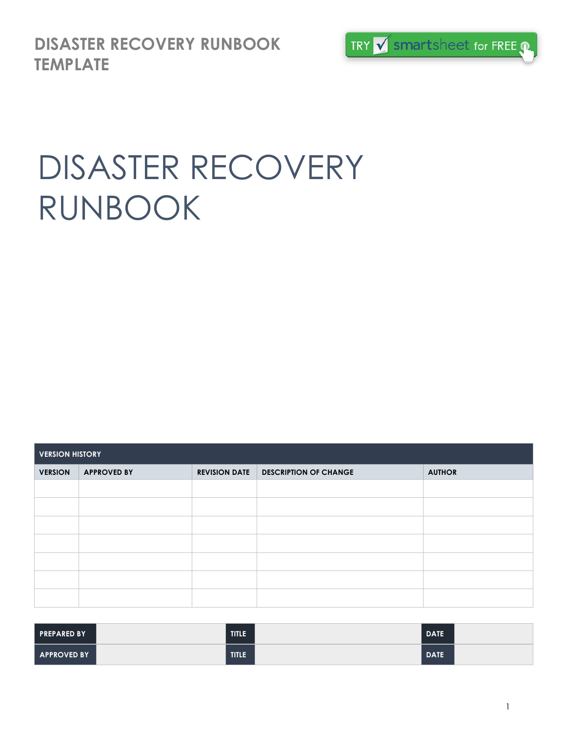# DISASTER RECOVERY RUNBOOK TEMPLATE

TRY smartsheet for FREE

# DISASTER RECOVERY RUNBOOK

| VERSION HISTORY | | | | |
|---|---|---|---|---|
| VERSION | APPROVED BY | REVISION DATE | DESCRIPTION OF CHANGE | AUTHOR |
| | | | | |
| | | | | |
| | | | | |
| | | | | |
| | | | | |
| | | | | |
| | | | | |

| PREPARED BY | | TITLE | | DATE | |
|---|---|---|---|---|---|
| APPROVED BY | | TITLE | | DATE | |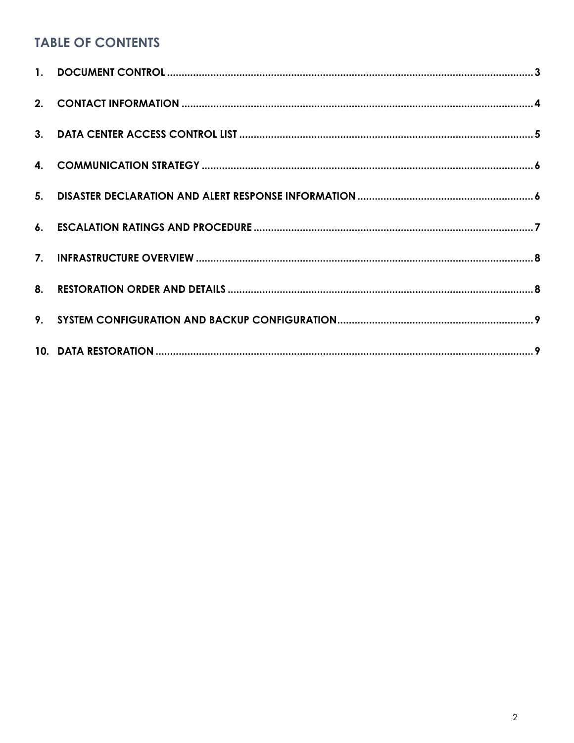## TABLE OF CONTENTS

1. **DOCUMENT CONTROL** ........ 3
2. **CONTACT INFORMATION** ........ 4
3. **DATA CENTER ACCESS CONTROL LIST** ........ 5
4. **COMMUNICATION STRATEGY** ........ 6
5. **DISASTER DECLARATION AND ALERT RESPONSE INFORMATION** ........ 6
6. **ESCALATION RATINGS AND PROCEDURE** ........ 7
7. **INFRASTRUCTURE OVERVIEW** ........ 8
8. **RESTORATION ORDER AND DETAILS** ........ 8
9. **SYSTEM CONFIGURATION AND BACKUP CONFIGURATION** ........ 9
10. **DATA RESTORATION** ........ 9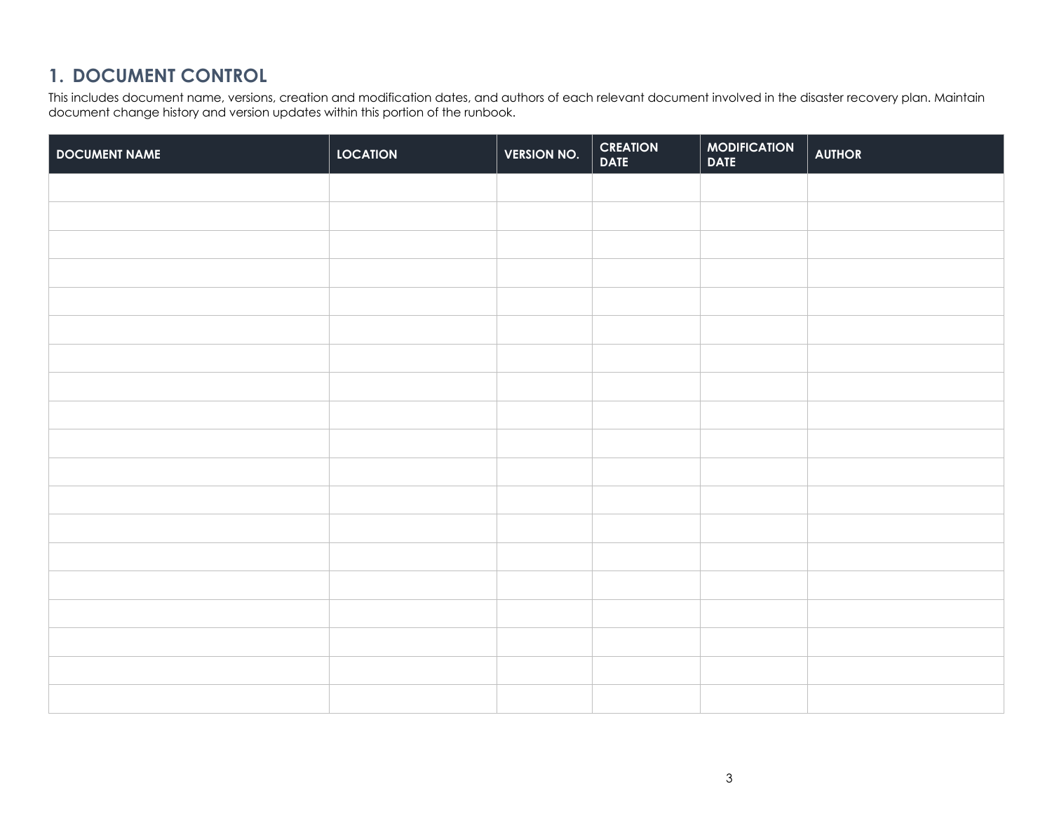## 1. DOCUMENT CONTROL

This includes document name, versions, creation and modification dates, and authors of each relevant document involved in the disaster recovery plan. Maintain document change history and version updates within this portion of the runbook.

| DOCUMENT NAME | LOCATION | VERSION NO. | CREATION DATE | MODIFICATION DATE | AUTHOR |
|---|---|---|---|---|---|
| | | | | | |
| | | | | | |
| | | | | | |
| | | | | | |
| | | | | | |
| | | | | | |
| | | | | | |
| | | | | | |
| | | | | | |
| | | | | | |
| | | | | | |
| | | | | | |
| | | | | | |
| | | | | | |
| | | | | | |
| | | | | | |
| | | | | | |
| | | | | | |
| | | | | | |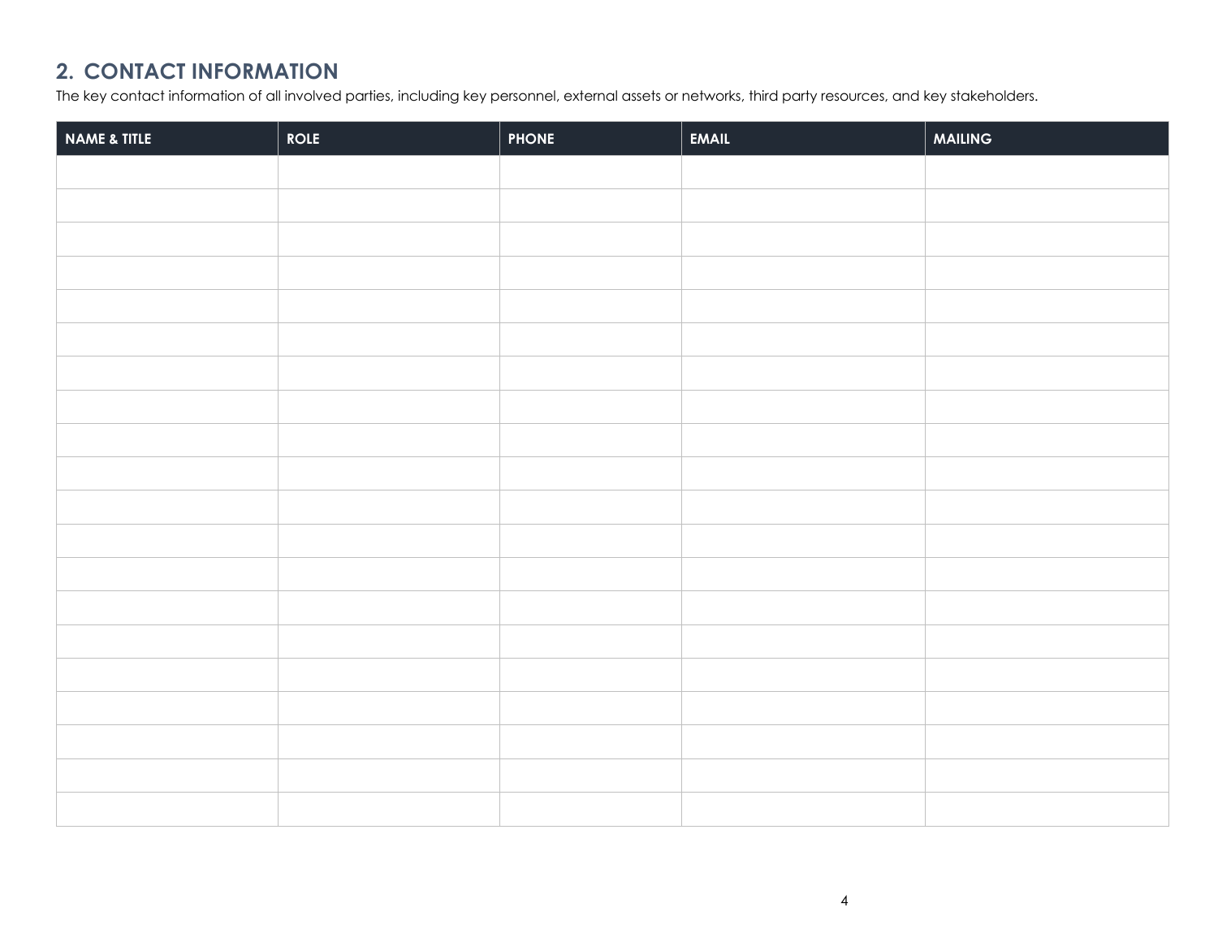## 2. CONTACT INFORMATION

The key contact information of all involved parties, including key personnel, external assets or networks, third party resources, and key stakeholders.

| NAME & TITLE | ROLE | PHONE | EMAIL | MAILING |
| --- | --- | --- | --- | --- |
| | | | | |
| | | | | |
| | | | | |
| | | | | |
| | | | | |
| | | | | |
| | | | | |
| | | | | |
| | | | | |
| | | | | |
| | | | | |
| | | | | |
| | | | | |
| | | | | |
| | | | | |
| | | | | |
| | | | | |
| | | | | |
| | | | | |
| | | | | |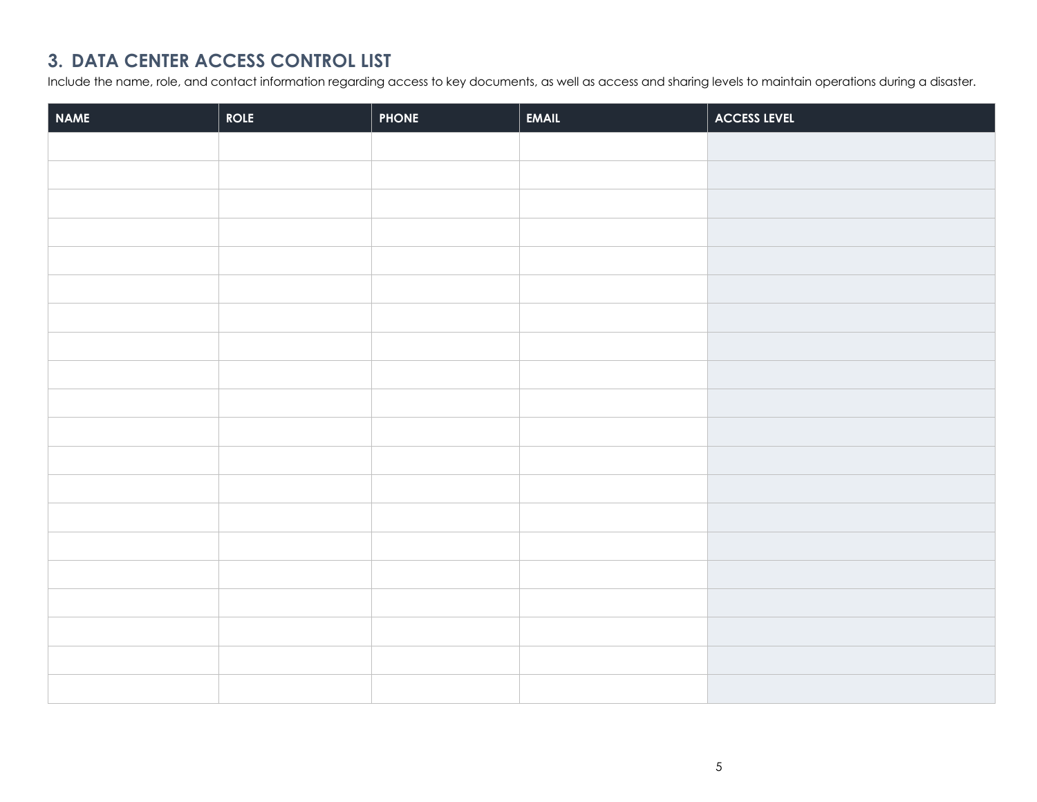## 3. DATA CENTER ACCESS CONTROL LIST

Include the name, role, and contact information regarding access to key documents, as well as access and sharing levels to maintain operations during a disaster.

| NAME | ROLE | PHONE | EMAIL | ACCESS LEVEL |
|---|---|---|---|---|
| | | | | |
| | | | | |
| | | | | |
| | | | | |
| | | | | |
| | | | | |
| | | | | |
| | | | | |
| | | | | |
| | | | | |
| | | | | |
| | | | | |
| | | | | |
| | | | | |
| | | | | |
| | | | | |
| | | | | |
| | | | | |
| | | | | |
| | | | | |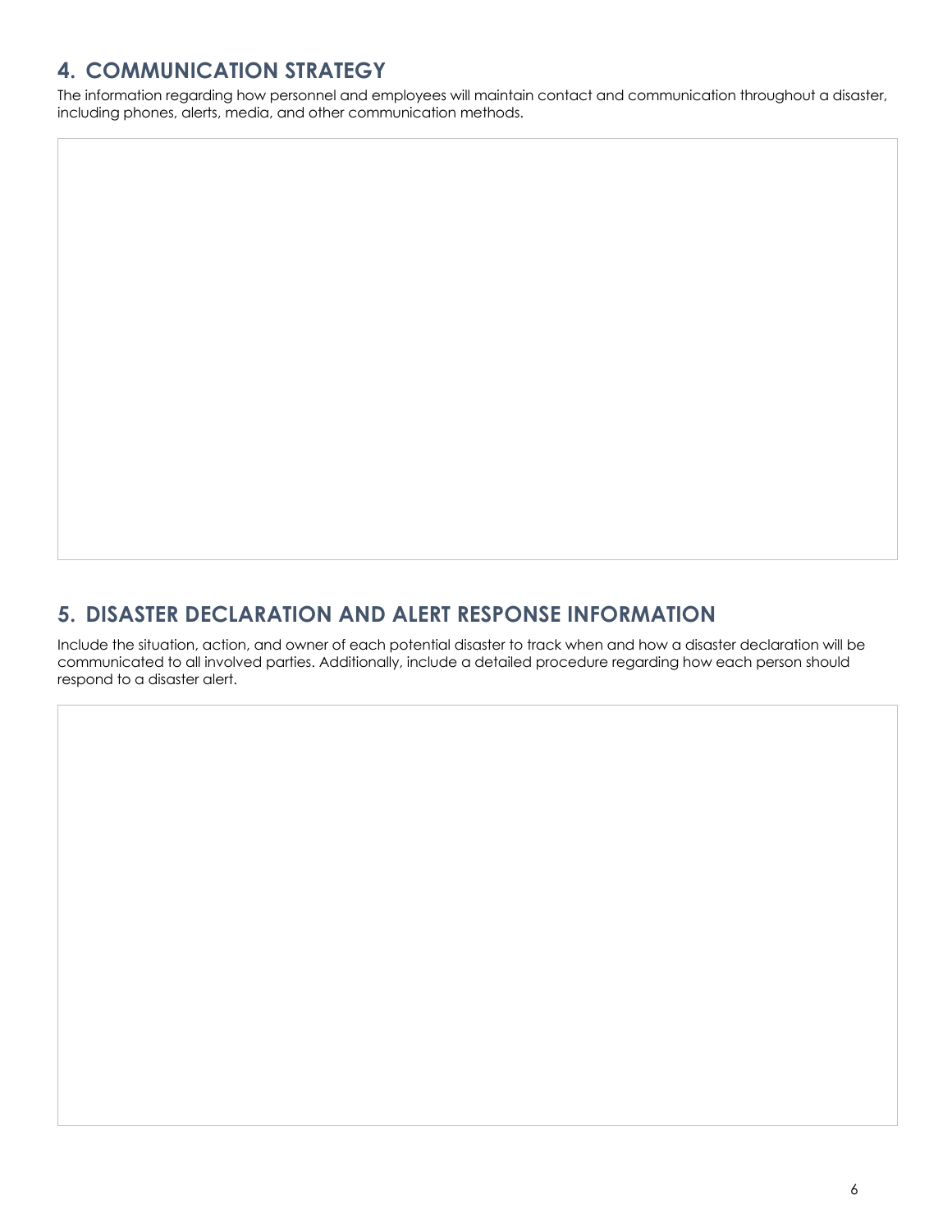## 4. COMMUNICATION STRATEGY

The information regarding how personnel and employees will maintain contact and communication throughout a disaster, including phones, alerts, media, and other communication methods.

## 5. DISASTER DECLARATION AND ALERT RESPONSE INFORMATION

Include the situation, action, and owner of each potential disaster to track when and how a disaster declaration will be communicated to all involved parties. Additionally, include a detailed procedure regarding how each person should respond to a disaster alert.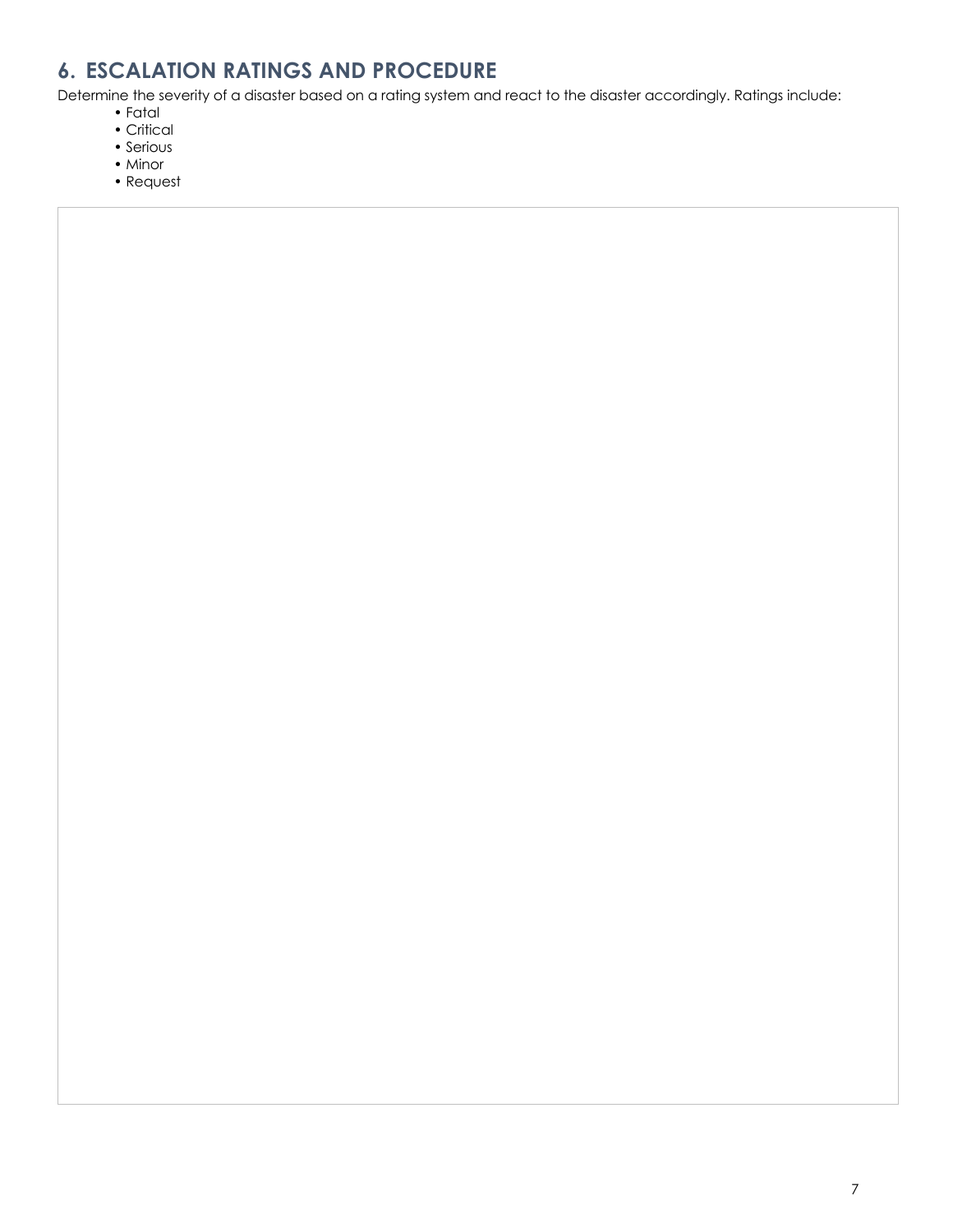## 6. ESCALATION RATINGS AND PROCEDURE

Determine the severity of a disaster based on a rating system and react to the disaster accordingly. Ratings include:

- Fatal
- Critical
- Serious
- Minor
- Request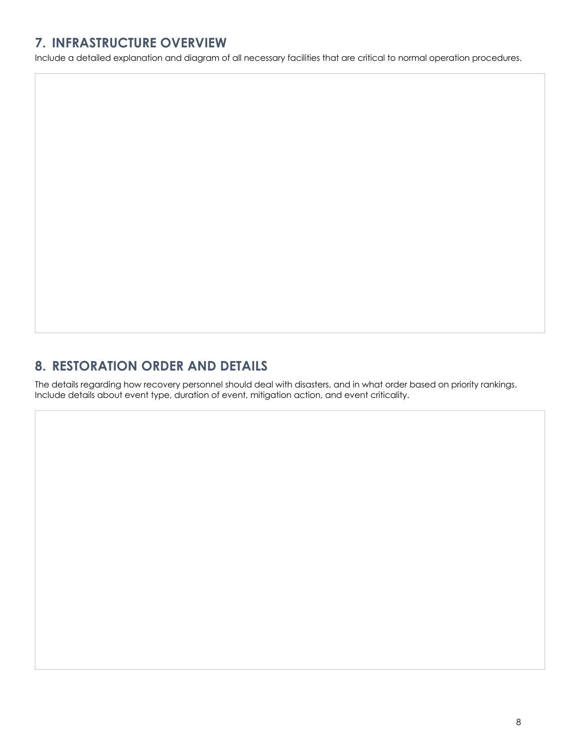## 7. INFRASTRUCTURE OVERVIEW

Include a detailed explanation and diagram of all necessary facilities that are critical to normal operation procedures.

## 8. RESTORATION ORDER AND DETAILS

The details regarding how recovery personnel should deal with disasters, and in what order based on priority rankings. Include details about event type, duration of event, mitigation action, and event criticality.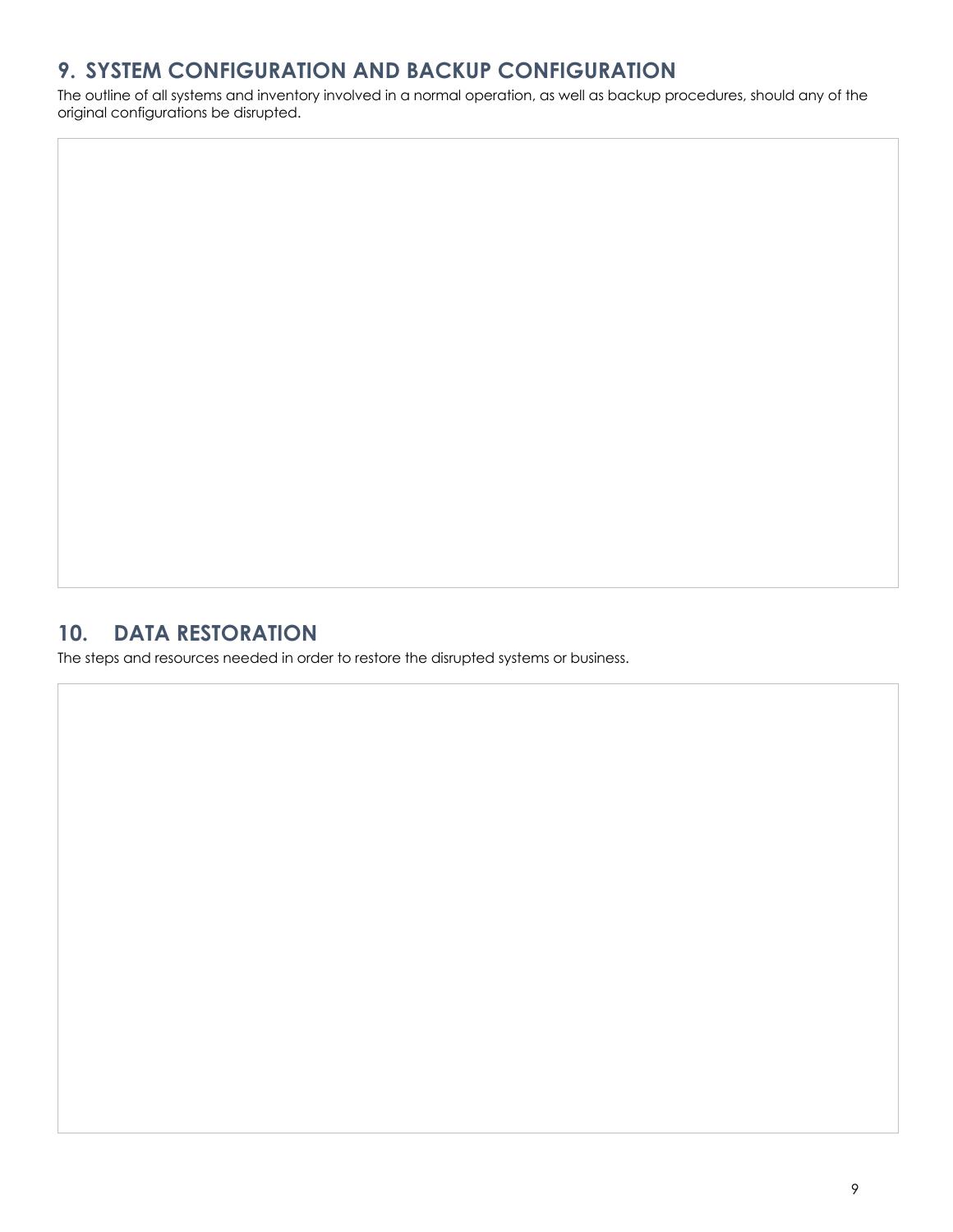## 9. SYSTEM CONFIGURATION AND BACKUP CONFIGURATION

The outline of all systems and inventory involved in a normal operation, as well as backup procedures, should any of the original configurations be disrupted.

## 10. DATA RESTORATION

The steps and resources needed in order to restore the disrupted systems or business.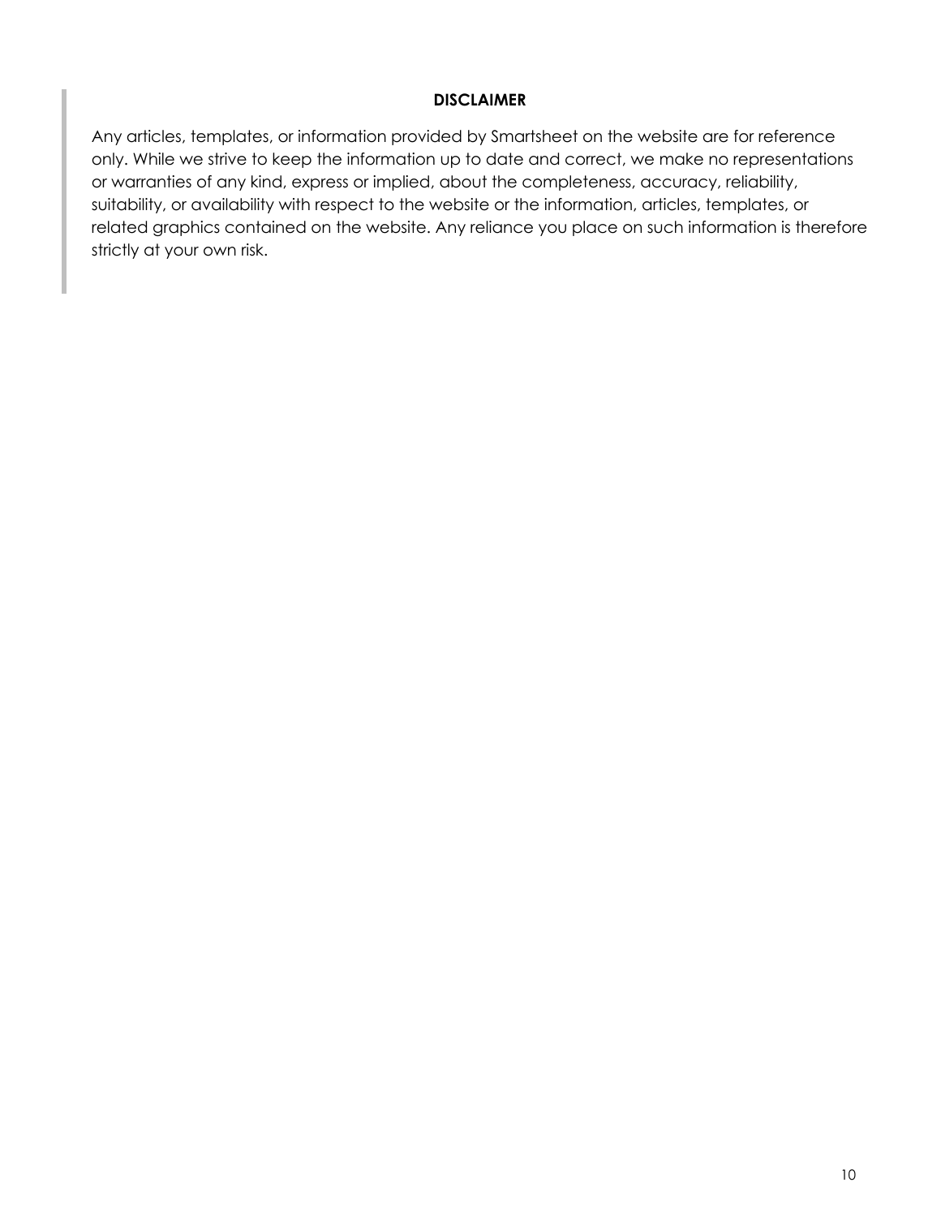**DISCLAIMER**

Any articles, templates, or information provided by Smartsheet on the website are for reference only. While we strive to keep the information up to date and correct, we make no representations or warranties of any kind, express or implied, about the completeness, accuracy, reliability, suitability, or availability with respect to the website or the information, articles, templates, or related graphics contained on the website. Any reliance you place on such information is therefore strictly at your own risk.